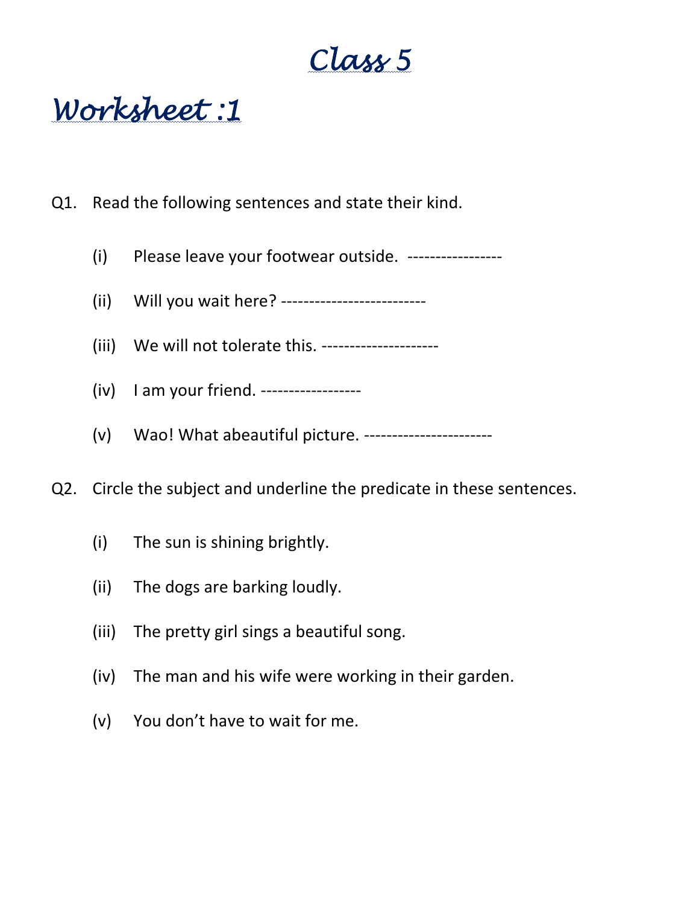# Class 5

## Worksheet :1

Q1. Read the following sentences and state their kind.

(i) Please leave your footwear outside. -----------------

(ii) Will you wait here? --------------------------

(iii) We will not tolerate this. ---------------------

(iv) I am your friend. ------------------

(v) Wao! What abeautiful picture. -----------------------

Q2. Circle the subject and underline the predicate in these sentences.

(i) The sun is shining brightly.

(ii) The dogs are barking loudly.

(iii) The pretty girl sings a beautiful song.

(iv) The man and his wife were working in their garden.

(v) You don't have to wait for me.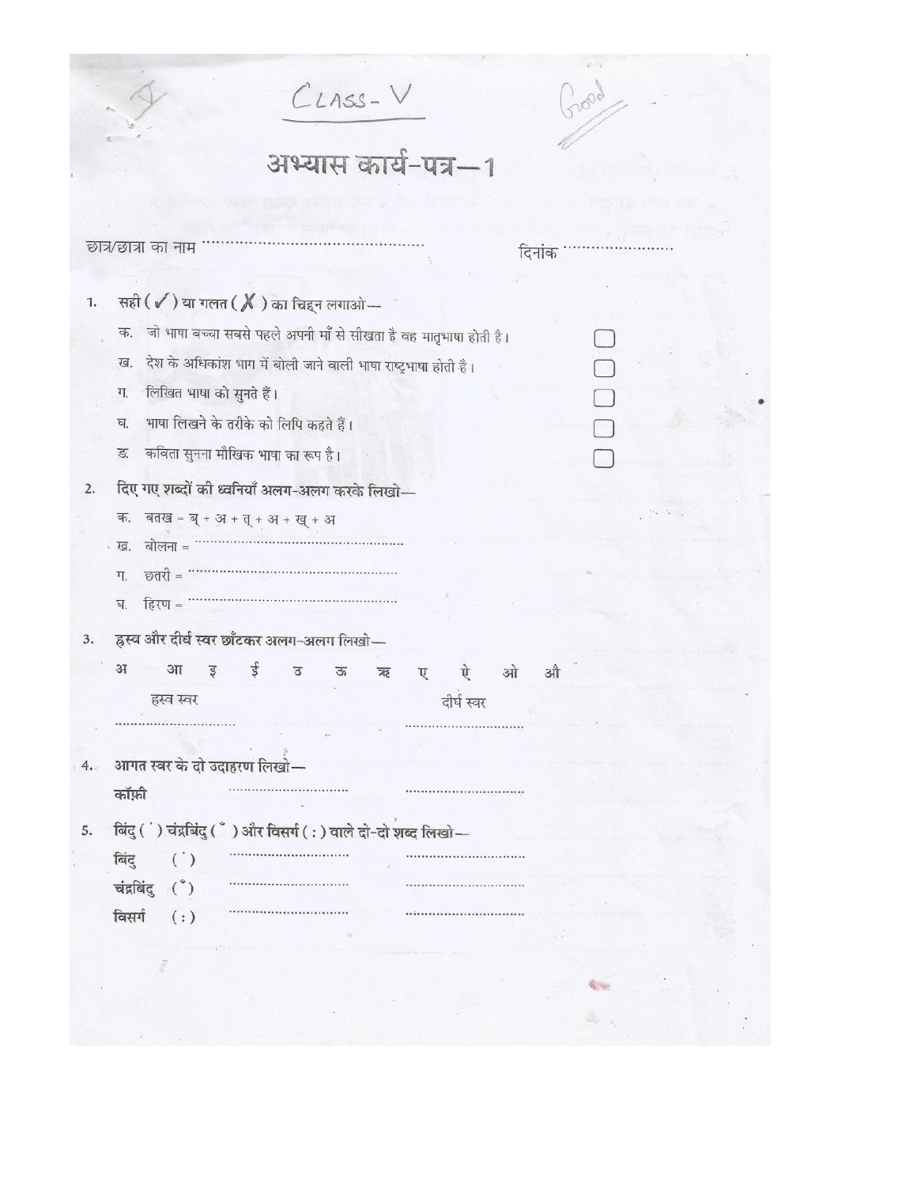CLASS- V

# अभ्यास कार्य-पत्र—1

छात्र/छात्रा का नाम ............................................ दिनांक ......................

1. सही ( ✓ ) या गलत ( ✗ ) का चिह्न लगाओ—

   क. जो भाषा बच्चा सबसे पहले अपनी माँ से सीखता है वह मातृभाषा होती है। ☐

   ख. देश के अधिकांश भाग में बोली जाने वाली भाषा राष्ट्रभाषा होती है। ☐

   ग. लिखित भाषा को सुनते हैं। ☐

   घ. भाषा लिखने के तरीके को लिपि कहते हैं। ☐

   ङ. कविता सुनना मौखिक भाषा का रूप है। ☐

2. दिए गए शब्दों की ध्वनियाँ अलग-अलग करके लिखो—

   क. बतख = ब् + अ + त् + अ + ख् + अ

   ख. बोलना = ..................................................

   ग. छतरी = ..................................................

   घ. हिरण = ..................................................

3. ह्रस्व और दीर्घ स्वर छाँटकर अलग-अलग लिखो—

   अ आ इ ई उ ऊ ऋ ए ऐ ओ औ

   ह्रस्व स्वर ............................

   दीर्घ स्वर ............................

4. आगत स्वर के दो उदाहरण लिखो—

   कॉफ़ी ............................ ............................

5. बिंदु ( ं ) चंद्रबिंदु ( ँ ) और विसर्ग ( : ) वाले दो-दो शब्द लिखो—

   बिंदु ( ं ) ............................ ............................

   चंद्रबिंदु ( ँ ) ............................ ............................

   विसर्ग ( : ) ............................ ............................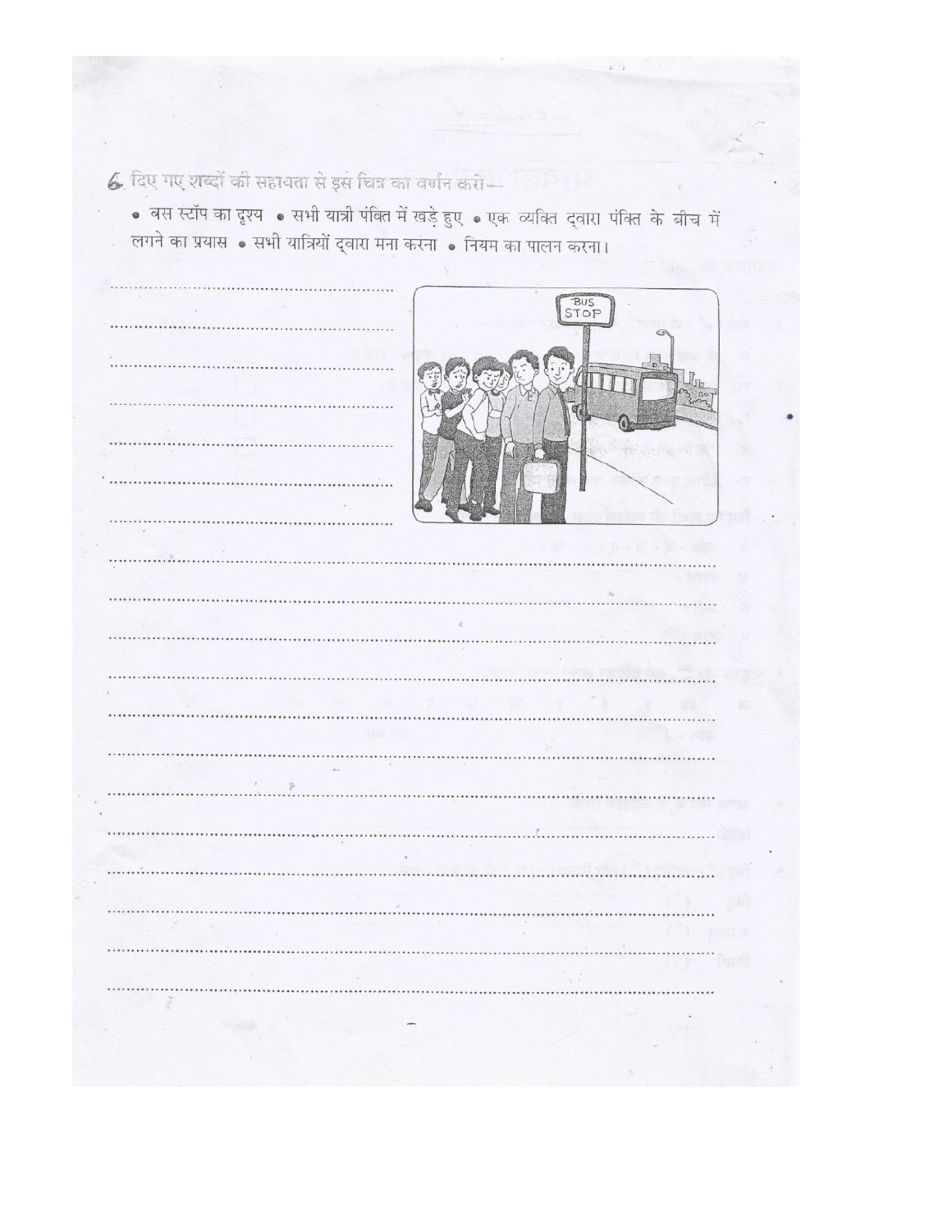6. दिए गए शब्दों की सहायता से इस चित्र का वर्णन करो—

• बस स्टॉप का दृश्य • सभी यात्री पंक्ति में खड़े हुए • एक व्यक्ति द्वारा पंक्ति के बीच में लगने का प्रयास • सभी यात्रियों द्वारा मना करना • नियम का पालन करना।

........................................................

........................................................

........................................................

........................................................

........................................................

........................................................

........................................................

..............................................................................................................

..............................................................................................................

..............................................................................................................

..............................................................................................................

..............................................................................................................

..............................................................................................................

..............................................................................................................

..............................................................................................................

..............................................................................................................

..............................................................................................................

..............................................................................................................

..............................................................................................................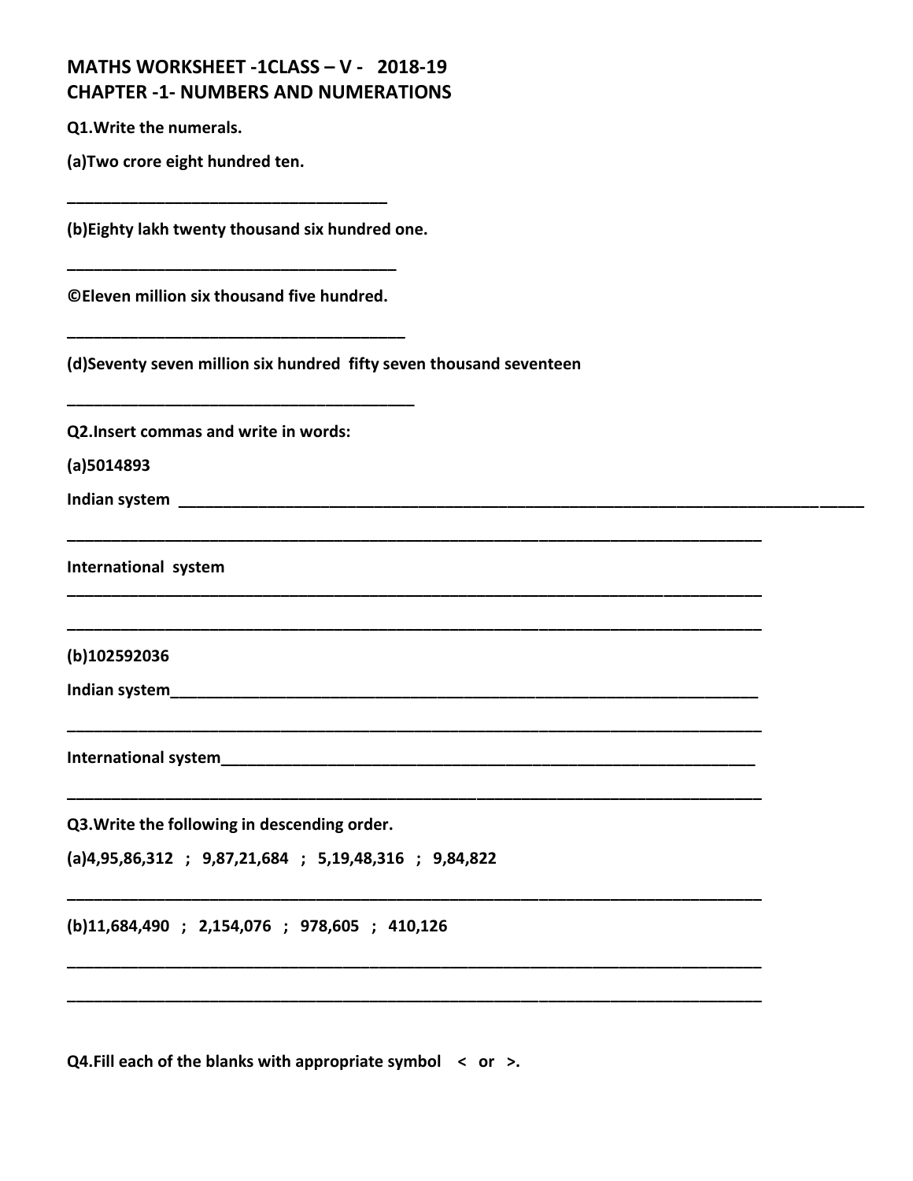## MATHS WORKSHEET -1CLASS – V - 2018-19
## CHAPTER -1- NUMBERS AND NUMERATIONS

**Q1.Write the numerals.**

**(a)Two crore eight hundred ten.**

___________________________________

**(b)Eighty lakh twenty thousand six hundred one.**

___________________________________

**©Eleven million six thousand five hundred.**

___________________________________

**(d)Seventy seven million six hundred fifty seven thousand seventeen**

___________________________________

**Q2.Insert commas and write in words:**

**(a)5014893**

**Indian system** ___________________________________________________________________________

___________________________________________________________________________

**International system**

___________________________________________________________________________

___________________________________________________________________________

**(b)102592036**

**Indian system**_____________________________________________________________

___________________________________________________________________________

**International system**________________________________________________________

___________________________________________________________________________

**Q3.Write the following in descending order.**

**(a)4,95,86,312 ; 9,87,21,684 ; 5,19,48,316 ; 9,84,822**

___________________________________________________________________________

**(b)11,684,490 ; 2,154,076 ; 978,605 ; 410,126**

___________________________________________________________________________

___________________________________________________________________________

**Q4.Fill each of the blanks with appropriate symbol < or >.**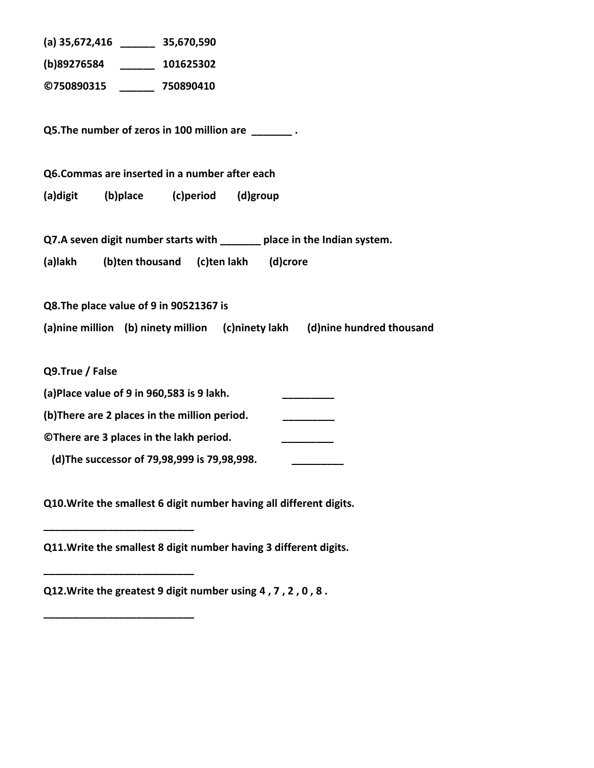**(a) 35,672,416 ______ 35,670,590**

**(b)89276584 ______ 101625302**

**©750890315 ______ 750890410**

**Q5.The number of zeros in 100 million are _______ .**

**Q6.Commas are inserted in a number after each**

**(a)digit (b)place (c)period (d)group**

**Q7.A seven digit number starts with _______ place in the Indian system.**

**(a)lakh (b)ten thousand (c)ten lakh (d)crore**

**Q8.The place value of 9 in 90521367 is**

**(a)nine million (b) ninety million (c)ninety lakh (d)nine hundred thousand**

**Q9.True / False**

**(a)Place value of 9 in 960,583 is 9 lakh. _________**

**(b)There are 2 places in the million period. _________**

**©There are 3 places in the lakh period. _________**

**(d)The successor of 79,98,999 is 79,98,998. _________**

**Q10.Write the smallest 6 digit number having all different digits.**

**___________________________**

**Q11.Write the smallest 8 digit number having 3 different digits.**

**___________________________**

**Q12.Write the greatest 9 digit number using 4 , 7 , 2 , 0 , 8 .**

**___________________________**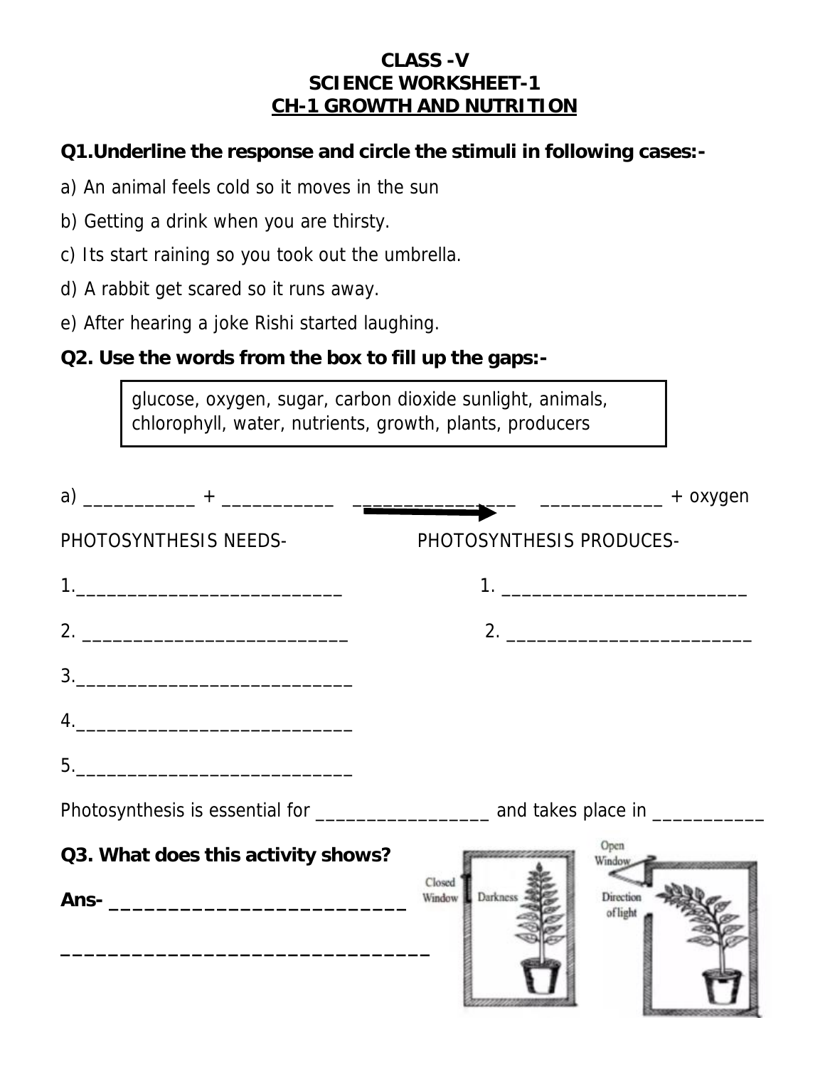# CLASS -V
## SCIENCE WORKSHEET-1
## CH-1 GROWTH AND NUTRITION

**Q1.Underline the response and circle the stimuli in following cases:-**

a) An animal feels cold so it moves in the sun

b) Getting a drink when you are thirsty.

c) Its start raining so you took out the umbrella.

d) A rabbit get scared so it runs away.

e) After hearing a joke Rishi started laughing.

**Q2. Use the words from the box to fill up the gaps:-**

| glucose, oxygen, sugar, carbon dioxide sunlight, animals, chlorophyll, water, nutrients, growth, plants, producers |
|---|

a) ___________ + ___________ ________________→ ____________ + oxygen

PHOTOSYNTHESIS NEEDS-

1.___________________________

2. __________________________

3.___________________________

4.___________________________

5.___________________________

PHOTOSYNTHESIS PRODUCES-

1. ________________________

2. ________________________

Photosynthesis is essential for _________________ and takes place in ___________

**Q3. What does this activity shows?**

**Ans- ___________________________**

________________________________

Closed Window | Darkness | Open Window | Direction of light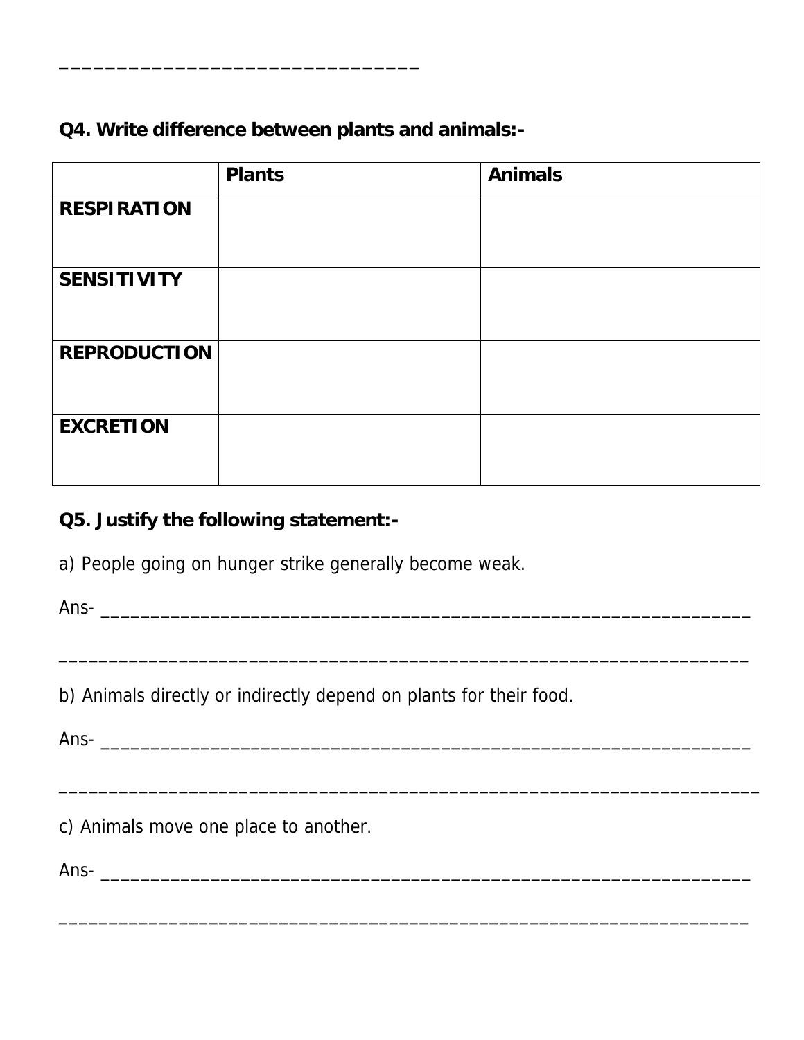_______________________________

**Q4. Write difference between plants and animals:-**

| | **Plants** | **Animals** |
|---|---|---|
| **RESPIRATION** | | |
| **SENSITIVITY** | | |
| **REPRODUCTION** | | |
| **EXCRETION** | | |

**Q5. Justify the following statement:-**

a) People going on hunger strike generally become weak.

Ans- ____________________________________________________________________

______________________________________________________________________

b) Animals directly or indirectly depend on plants for their food.

Ans- ____________________________________________________________________

______________________________________________________________________

c) Animals move one place to another.

Ans- ____________________________________________________________________

______________________________________________________________________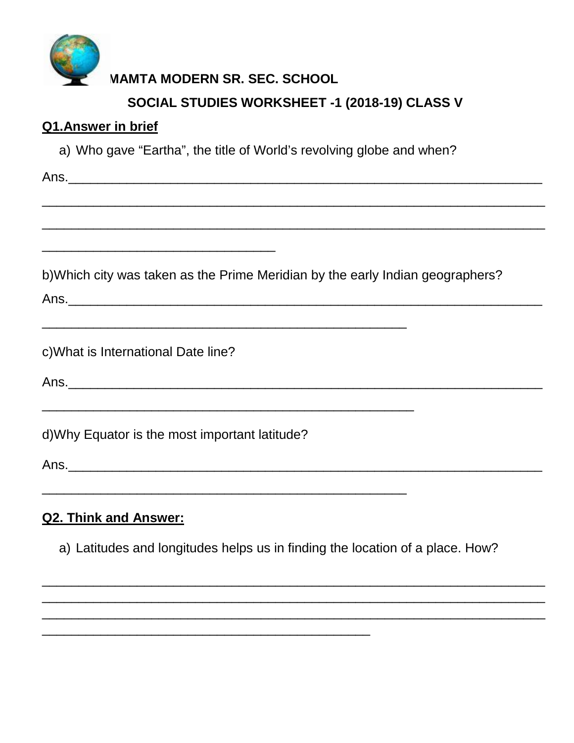**MAMTA MODERN SR. SEC. SCHOOL**

**SOCIAL STUDIES WORKSHEET -1 (2018-19) CLASS V**

**<u>Q1.Answer in brief</u>**

a) Who gave "Eartha", the title of World's revolving globe and when?

Ans.______________________________________________________________________

______________________________________________________________________

______________________________________________________________________

__________________________________

b)Which city was taken as the Prime Meridian by the early Indian geographers?

Ans.______________________________________________________________________

_____________________________________________________

c)What is International Date line?

Ans.______________________________________________________________________

______________________________________________________

d)Why Equator is the most important latitude?

Ans.______________________________________________________________________

_____________________________________________________

**<u>Q2. Think and Answer:</u>**

a) Latitudes and longitudes helps us in finding the location of a place. How?

______________________________________________________________________

______________________________________________________________________

______________________________________________________________________

________________________________________________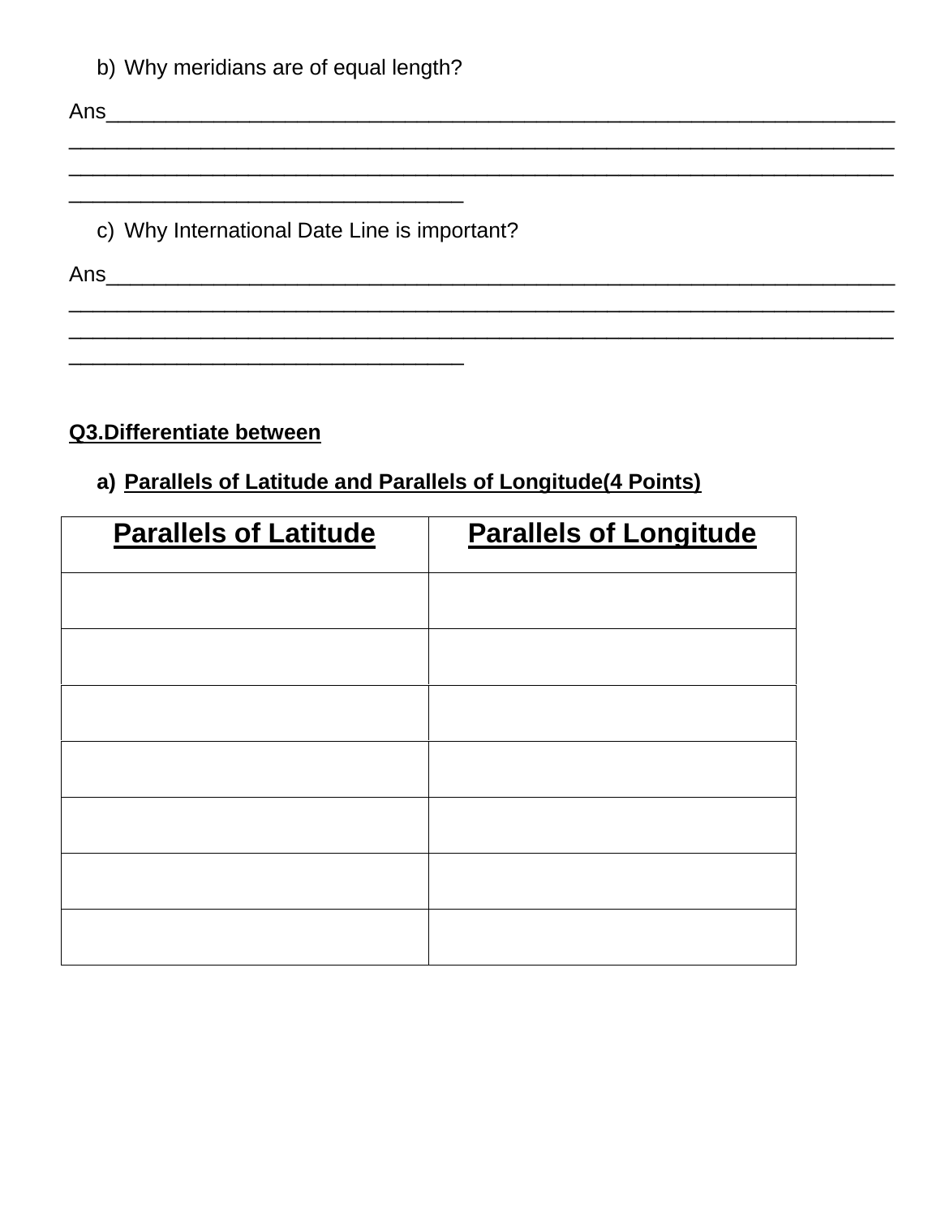b) Why meridians are of equal length?

Ans______________________________________________________________________
___________________________________________________________________________
___________________________________________________________________________
_________________________________

c) Why International Date Line is important?

Ans______________________________________________________________________
___________________________________________________________________________
___________________________________________________________________________
_________________________________

**Q3.Differentiate between**

a) **Parallels of Latitude and Parallels of Longitude(4 Points)**

| **Parallels of Latitude** | **Parallels of Longitude** |
|---|---|
| | |
| | |
| | |
| | |
| | |
| | |
| | |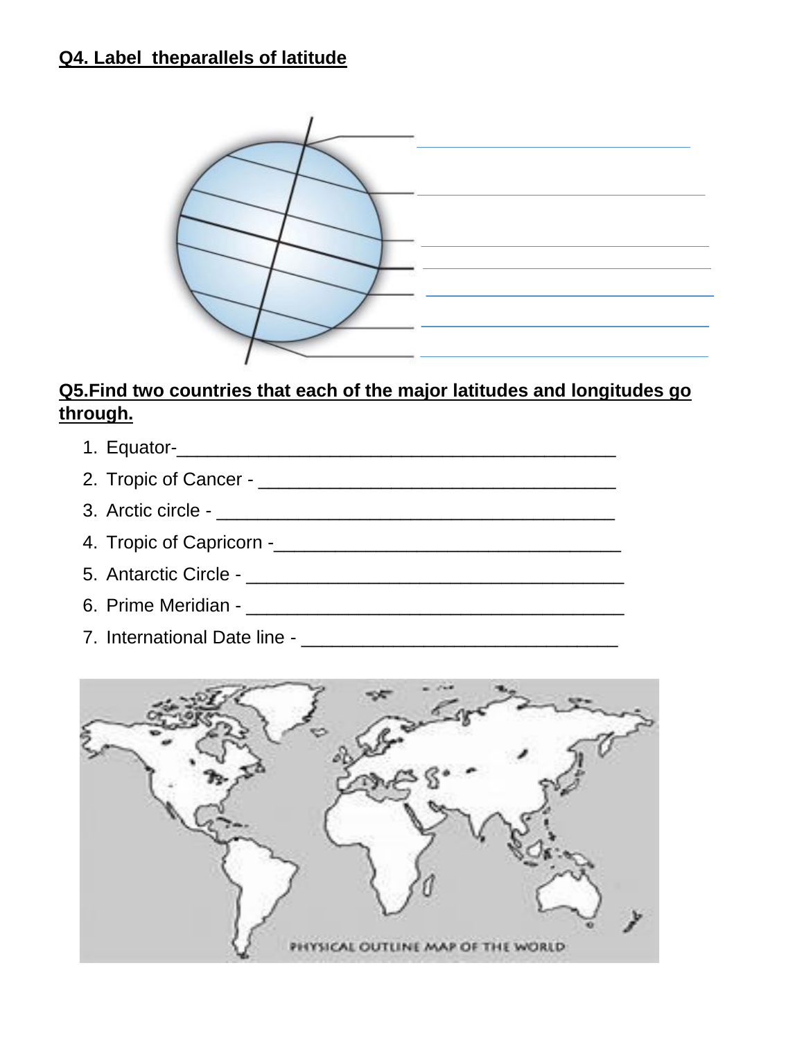**Q4. Label theparallels of latitude**

______________________________

______________________________

______________________________

______________________________

______________________________

______________________________

______________________________

**Q5.Find two countries that each of the major latitudes and longitudes go through.**

1. Equator-____________________________________________
2. Tropic of Cancer - ____________________________________
3. Arctic circle - _______________________________________
4. Tropic of Capricorn -__________________________________
5. Antarctic Circle - ____________________________________
6. Prime Meridian - _____________________________________
7. International Date line - ______________________________

PHYSICAL OUTLINE MAP OF THE WORLD